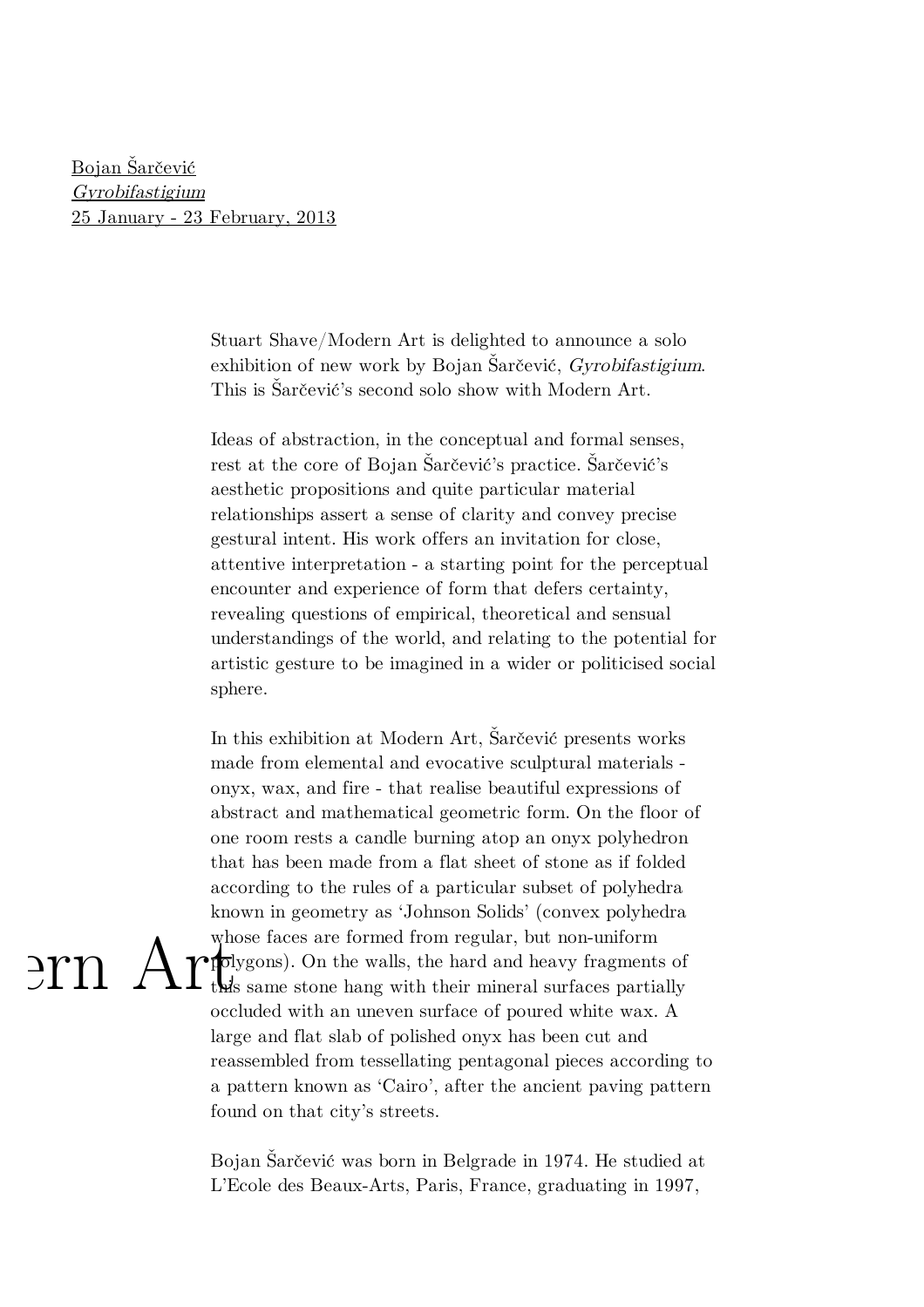Bojan Šarčević
*Gyrobifastigium*
25 January - 23 February, 2013

Stuart Shave/Modern Art is delighted to announce a solo exhibition of new work by Bojan Šarčević, *Gyrobifastigium*. This is Šarčević's second solo show with Modern Art.

Ideas of abstraction, in the conceptual and formal senses, rest at the core of Bojan Šarčević's practice. Šarčević's aesthetic propositions and quite particular material relationships assert a sense of clarity and convey precise gestural intent. His work offers an invitation for close, attentive interpretation - a starting point for the perceptual encounter and experience of form that defers certainty, revealing questions of empirical, theoretical and sensual understandings of the world, and relating to the potential for artistic gesture to be imagined in a wider or politicised social sphere.

In this exhibition at Modern Art, Šarčević presents works made from elemental and evocative sculptural materials - onyx, wax, and fire - that realise beautiful expressions of abstract and mathematical geometric form. On the floor of one room rests a candle burning atop an onyx polyhedron that has been made from a flat sheet of stone as if folded according to the rules of a particular subset of polyhedra known in geometry as 'Johnson Solids' (convex polyhedra whose faces are formed from regular, but non-uniform polygons). On the walls, the hard and heavy fragments of this same stone hang with their mineral surfaces partially occluded with an uneven surface of poured white wax. A large and flat slab of polished onyx has been cut and reassembled from tessellating pentagonal pieces according to a pattern known as 'Cairo', after the ancient paving pattern found on that city's streets.

Bojan Šarčević was born in Belgrade in 1974. He studied at L'Ecole des Beaux-Arts, Paris, France, graduating in 1997,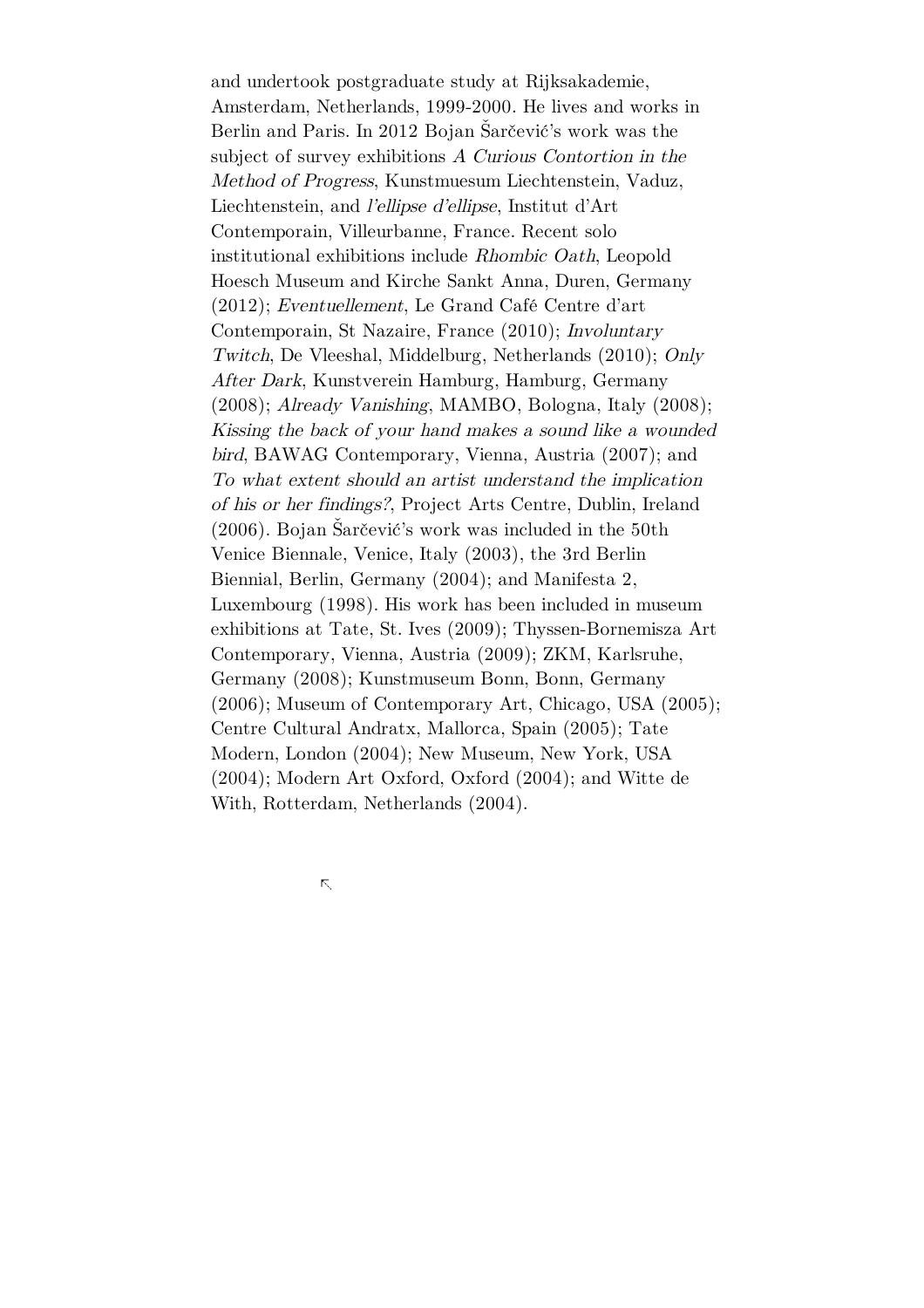and undertook postgraduate study at Rijksakademie, Amsterdam, Netherlands, 1999-2000. He lives and works in Berlin and Paris. In 2012 Bojan Šarčević's work was the subject of survey exhibitions *A Curious Contortion in the Method of Progress*, Kunstmuseum Liechtenstein, Vaduz, Liechtenstein, and *l'ellipse d'ellipse*, Institut d'Art Contemporain, Villeurbanne, France. Recent solo institutional exhibitions include *Rhombic Oath*, Leopold Hoesch Museum and Kirche Sankt Anna, Duren, Germany (2012); *Eventuellement*, Le Grand Café Centre d'art Contemporain, St Nazaire, France (2010); *Involuntary Twitch*, De Vleeshal, Middelburg, Netherlands (2010); *Only After Dark*, Kunstverein Hamburg, Hamburg, Germany (2008); *Already Vanishing*, MAMBO, Bologna, Italy (2008); *Kissing the back of your hand makes a sound like a wounded bird*, BAWAG Contemporary, Vienna, Austria (2007); and *To what extent should an artist understand the implication of his or her findings?*, Project Arts Centre, Dublin, Ireland (2006). Bojan Šarčević's work was included in the 50th Venice Biennale, Venice, Italy (2003), the 3rd Berlin Biennial, Berlin, Germany (2004); and Manifesta 2, Luxembourg (1998). His work has been included in museum exhibitions at Tate, St. Ives (2009); Thyssen-Bornemisza Art Contemporary, Vienna, Austria (2009); ZKM, Karlsruhe, Germany (2008); Kunstmuseum Bonn, Bonn, Germany (2006); Museum of Contemporary Art, Chicago, USA (2005); Centre Cultural Andratx, Mallorca, Spain (2005); Tate Modern, London (2004); New Museum, New York, USA (2004); Modern Art Oxford, Oxford (2004); and Witte de With, Rotterdam, Netherlands (2004).